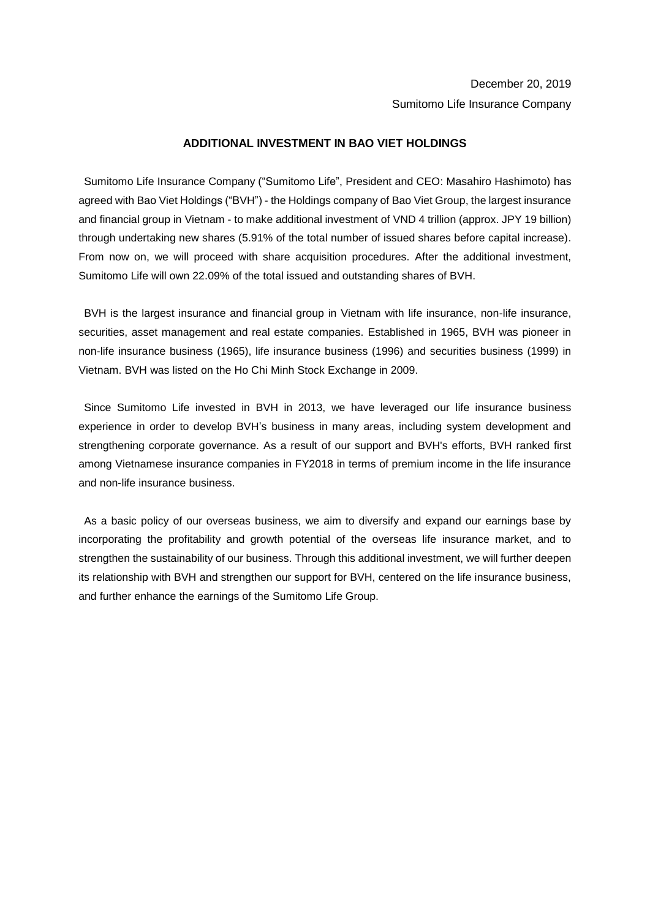December 20, 2019

Sumitomo Life Insurance Company

**ADDITIONAL INVESTMENT IN BAO VIET HOLDINGS**

Sumitomo Life Insurance Company ("Sumitomo Life", President and CEO: Masahiro Hashimoto) has agreed with Bao Viet Holdings ("BVH") - the Holdings company of Bao Viet Group, the largest insurance and financial group in Vietnam - to make additional investment of VND 4 trillion (approx. JPY 19 billion) through undertaking new shares (5.91% of the total number of issued shares before capital increase). From now on, we will proceed with share acquisition procedures. After the additional investment, Sumitomo Life will own 22.09% of the total issued and outstanding shares of BVH.

BVH is the largest insurance and financial group in Vietnam with life insurance, non-life insurance, securities, asset management and real estate companies. Established in 1965, BVH was pioneer in non-life insurance business (1965), life insurance business (1996) and securities business (1999) in Vietnam. BVH was listed on the Ho Chi Minh Stock Exchange in 2009.

Since Sumitomo Life invested in BVH in 2013, we have leveraged our life insurance business experience in order to develop BVH's business in many areas, including system development and strengthening corporate governance. As a result of our support and BVH's efforts, BVH ranked first among Vietnamese insurance companies in FY2018 in terms of premium income in the life insurance and non-life insurance business.

As a basic policy of our overseas business, we aim to diversify and expand our earnings base by incorporating the profitability and growth potential of the overseas life insurance market, and to strengthen the sustainability of our business. Through this additional investment, we will further deepen its relationship with BVH and strengthen our support for BVH, centered on the life insurance business, and further enhance the earnings of the Sumitomo Life Group.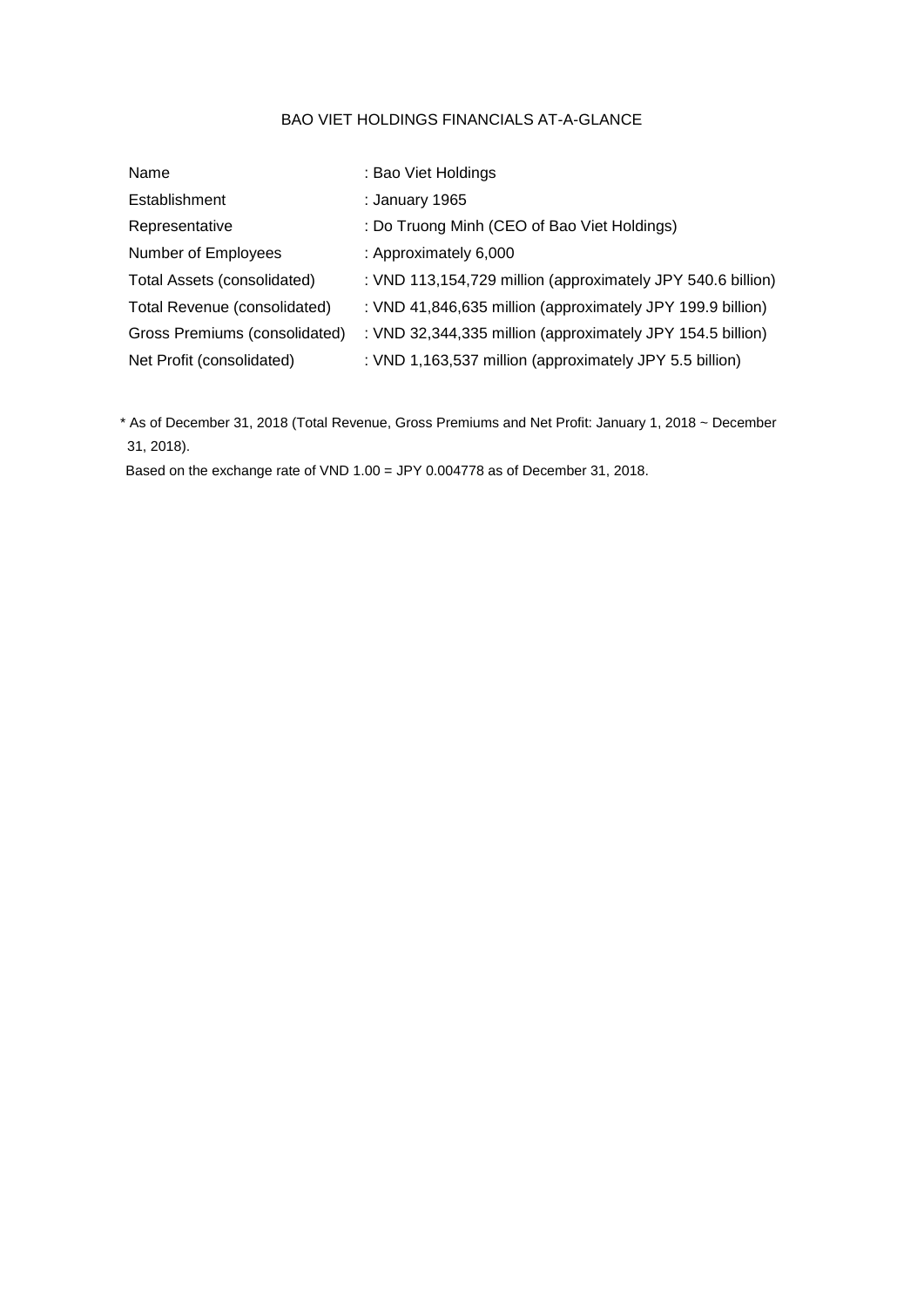# BAO VIET HOLDINGS FINANCIALS AT-A-GLANCE

| | |
|---|---|
| Name | : Bao Viet Holdings |
| Establishment | : January 1965 |
| Representative | : Do Truong Minh (CEO of Bao Viet Holdings) |
| Number of Employees | : Approximately 6,000 |
| Total Assets (consolidated) | : VND 113,154,729 million (approximately JPY 540.6 billion) |
| Total Revenue (consolidated) | : VND 41,846,635 million (approximately JPY 199.9 billion) |
| Gross Premiums (consolidated) | : VND 32,344,335 million (approximately JPY 154.5 billion) |
| Net Profit (consolidated) | : VND 1,163,537 million (approximately JPY 5.5 billion) |

* As of December 31, 2018 (Total Revenue, Gross Premiums and Net Profit: January 1, 2018 ~ December 31, 2018).

Based on the exchange rate of VND 1.00 = JPY 0.004778 as of December 31, 2018.